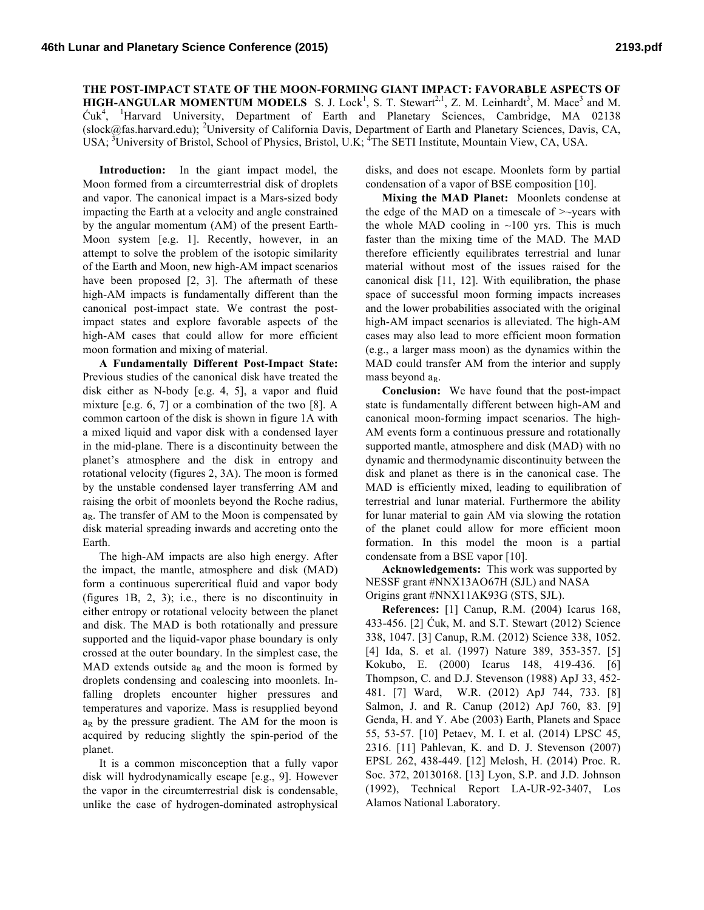# THE POST-IMPACT STATE OF THE MOON-FORMING GIANT IMPACT: FAVORABLE ASPECTS OF HIGH-ANGULAR MOMENTUM MODELS

S. J. Lock[1], S. T. Stewart[2,1], Z. M. Leinhardt[3], M. Mace[3] and M. Ćuk[4], [1]Harvard University, Department of Earth and Planetary Sciences, Cambridge, MA 02138 (slock@fas.harvard.edu); [2]University of California Davis, Department of Earth and Planetary Sciences, Davis, CA, USA; [3]University of Bristol, School of Physics, Bristol, U.K; [4]The SETI Institute, Mountain View, CA, USA.

**Introduction:** In the giant impact model, the Moon formed from a circumterrestrial disk of droplets and vapor. The canonical impact is a Mars-sized body impacting the Earth at a velocity and angle constrained by the angular momentum (AM) of the present Earth-Moon system [e.g. 1]. Recently, however, in an attempt to solve the problem of the isotopic similarity of the Earth and Moon, new high-AM impact scenarios have been proposed [2, 3]. The aftermath of these high-AM impacts is fundamentally different than the canonical post-impact state. We contrast the post-impact states and explore favorable aspects of the high-AM cases that could allow for more efficient moon formation and mixing of material.

**A Fundamentally Different Post-Impact State:** Previous studies of the canonical disk have treated the disk either as N-body [e.g. 4, 5], a vapor and fluid mixture [e.g. 6, 7] or a combination of the two [8]. A common cartoon of the disk is shown in figure 1A with a mixed liquid and vapor disk with a condensed layer in the mid-plane. There is a discontinuity between the planet's atmosphere and the disk in entropy and rotational velocity (figures 2, 3A). The moon is formed by the unstable condensed layer transferring AM and raising the orbit of moonlets beyond the Roche radius, $a_R$. The transfer of AM to the Moon is compensated by disk material spreading inwards and accreting onto the Earth.

The high-AM impacts are also high energy. After the impact, the mantle, atmosphere and disk (MAD) form a continuous supercritical fluid and vapor body (figures 1B, 2, 3); i.e., there is no discontinuity in either entropy or rotational velocity between the planet and disk. The MAD is both rotationally and pressure supported and the liquid-vapor phase boundary is only crossed at the outer boundary. In the simplest case, the MAD extends outside $a_R$ and the moon is formed by droplets condensing and coalescing into moonlets. In-falling droplets encounter higher pressures and temperatures and vaporize. Mass is resupplied beyond $a_R$ by the pressure gradient. The AM for the moon is acquired by reducing slightly the spin-period of the planet.

It is a common misconception that a fully vapor disk will hydrodynamically escape [e.g., 9]. However the vapor in the circumterrestrial disk is condensable, unlike the case of hydrogen-dominated astrophysical disks, and does not escape. Moonlets form by partial condensation of a vapor of BSE composition [10].

**Mixing the MAD Planet:** Moonlets condense at the edge of the MAD on a timescale of >~years with the whole MAD cooling in ~100 yrs. This is much faster than the mixing time of the MAD. The MAD therefore efficiently equilibrates terrestrial and lunar material without most of the issues raised for the canonical disk [11, 12]. With equilibration, the phase space of successful moon forming impacts increases and the lower probabilities associated with the original high-AM impact scenarios is alleviated. The high-AM cases may also lead to more efficient moon formation (e.g., a larger mass moon) as the dynamics within the MAD could transfer AM from the interior and supply mass beyond $a_R$.

**Conclusion:** We have found that the post-impact state is fundamentally different between high-AM and canonical moon-forming impact scenarios. The high-AM events form a continuous pressure and rotationally supported mantle, atmosphere and disk (MAD) with no dynamic and thermodynamic discontinuity between the disk and planet as there is in the canonical case. The MAD is efficiently mixed, leading to equilibration of terrestrial and lunar material. Furthermore the ability for lunar material to gain AM via slowing the rotation of the planet could allow for more efficient moon formation. In this model the moon is a partial condensate from a BSE vapor [10].

**Acknowledgements:** This work was supported by NESSF grant #NNX13AO67H (SJL) and NASA Origins grant #NNX11AK93G (STS, SJL).

**References:** [1] Canup, R.M. (2004) Icarus 168, 433-456. [2] Ćuk, M. and S.T. Stewart (2012) Science 338, 1047. [3] Canup, R.M. (2012) Science 338, 1052. [4] Ida, S. et al. (1997) Nature 389, 353-357. [5] Kokubo, E. (2000) Icarus 148, 419-436. [6] Thompson, C. and D.J. Stevenson (1988) ApJ 33, 452-481. [7] Ward, W.R. (2012) ApJ 744, 733. [8] Salmon, J. and R. Canup (2012) ApJ 760, 83. [9] Genda, H. and Y. Abe (2003) Earth, Planets and Space 55, 53-57. [10] Petaev, M. I. et al. (2014) LPSC 45, 2316. [11] Pahlevan, K. and D. J. Stevenson (2007) EPSL 262, 438-449. [12] Melosh, H. (2014) Proc. R. Soc. 372, 20130168. [13] Lyon, S.P. and J.D. Johnson (1992), Technical Report LA-UR-92-3407, Los Alamos National Laboratory.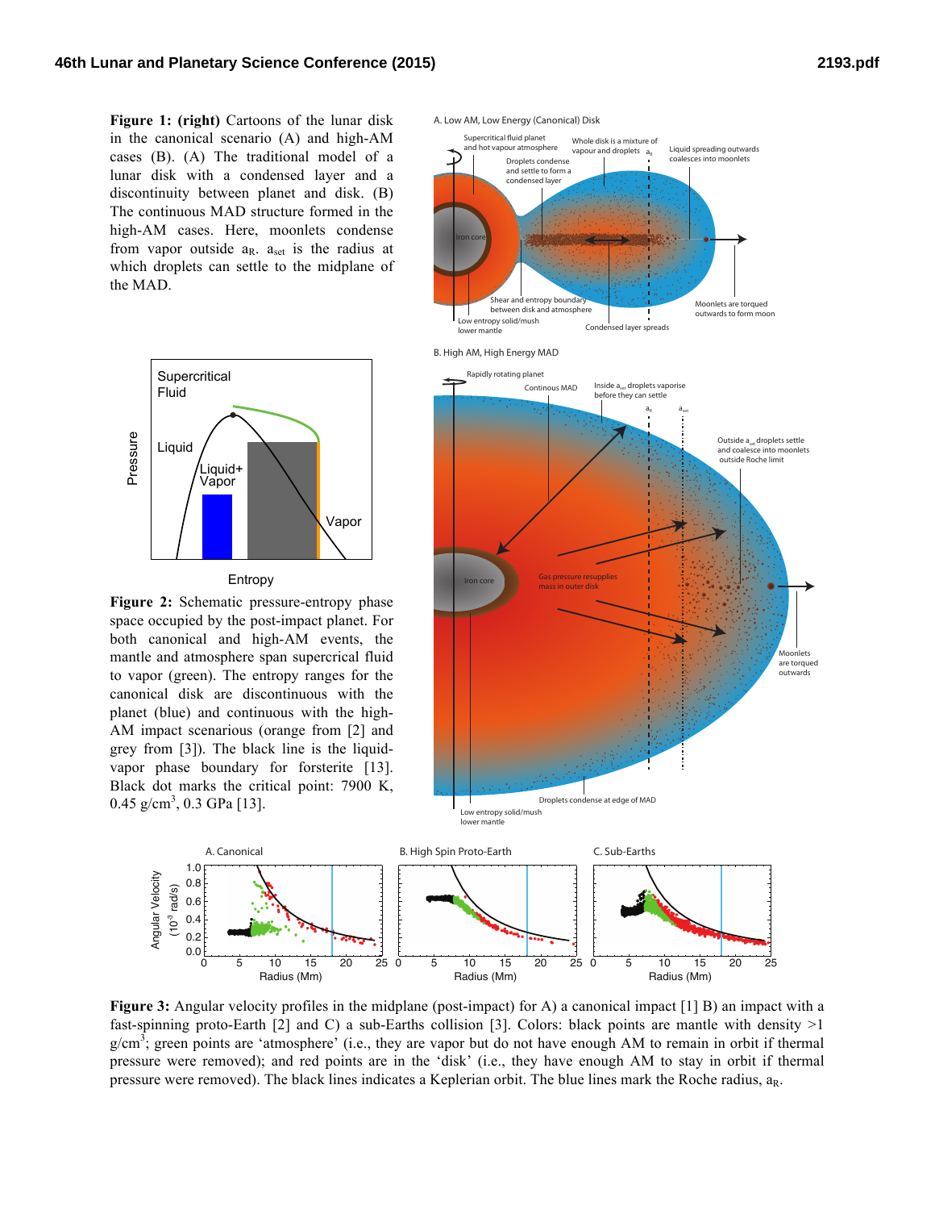**Figure 1: (right)** Cartoons of the lunar disk in the canonical scenario (A) and high-AM cases (B). (A) The traditional model of a lunar disk with a condensed layer and a discontinuity between planet and disk. (B) The continuous MAD structure formed in the high-AM cases. Here, moonlets condense from vapor outside $a_R$. $a_{set}$ is the radius at which droplets can settle to the midplane of the MAD.

A. Low AM, Low Energy (Canonical) Disk

Supercritical fluid planet and hot vapour atmosphere

Whole disk is a mixture of vapour and droplets

$a_R$

Liquid spreading outwards coalesces into moonlets

Droplets condense and settle to form a condensed layer

Iron core

Shear and entropy boundary between disk and atmosphere

Low entropy solid/mush lower mantle

Condensed layer spreads

Moonlets are torqued outwards to form moon

B. High AM, High Energy MAD

Rapidly rotating planet

Continous MAD

Inside $a_{set}$ droplets vaporise before they can settle

$a_R$

$a_{set}$

Outside $a_{set}$ droplets settle and coalesce into moonlets outside Roche limit

Iron core

Gas pressure resupplies mass in outer disk

Moonlets are torqued outwards

Droplets condense at edge of MAD

Low entropy solid/mush lower mantle

Supercritical Fluid

Liquid

Liquid+ Vapor

Vapor

Pressure

Entropy

**Figure 2:** Schematic pressure-entropy phase space occupied by the post-impact planet. For both canonical and high-AM events, the mantle and atmosphere span supercrical fluid to vapor (green). The entropy ranges for the canonical disk are discontinuous with the planet (blue) and continuous with the high-AM impact scenarious (orange from [2] and grey from [3]). The black line is the liquid-vapor phase boundary for forsterite [13]. Black dot marks the critical point: 7900 K, 0.45 g/cm$^3$, 0.3 GPa [13].

A. Canonical

B. High Spin Proto-Earth

C. Sub-Earths

Angular Velocity ($10^{-3}$ rad/s)

1.0
0.8
0.6
0.4
0.2
0.0

0 5 10 15 20 25

Radius (Mm)

**Figure 3:** Angular velocity profiles in the midplane (post-impact) for A) a canonical impact [1] B) an impact with a fast-spinning proto-Earth [2] and C) a sub-Earths collision [3]. Colors: black points are mantle with density >1 g/cm$^3$; green points are 'atmosphere' (i.e., they are vapor but do not have enough AM to remain in orbit if thermal pressure were removed); and red points are in the 'disk' (i.e., they have enough AM to stay in orbit if thermal pressure were removed). The black lines indicates a Keplerian orbit. The blue lines mark the Roche radius, $a_R$.